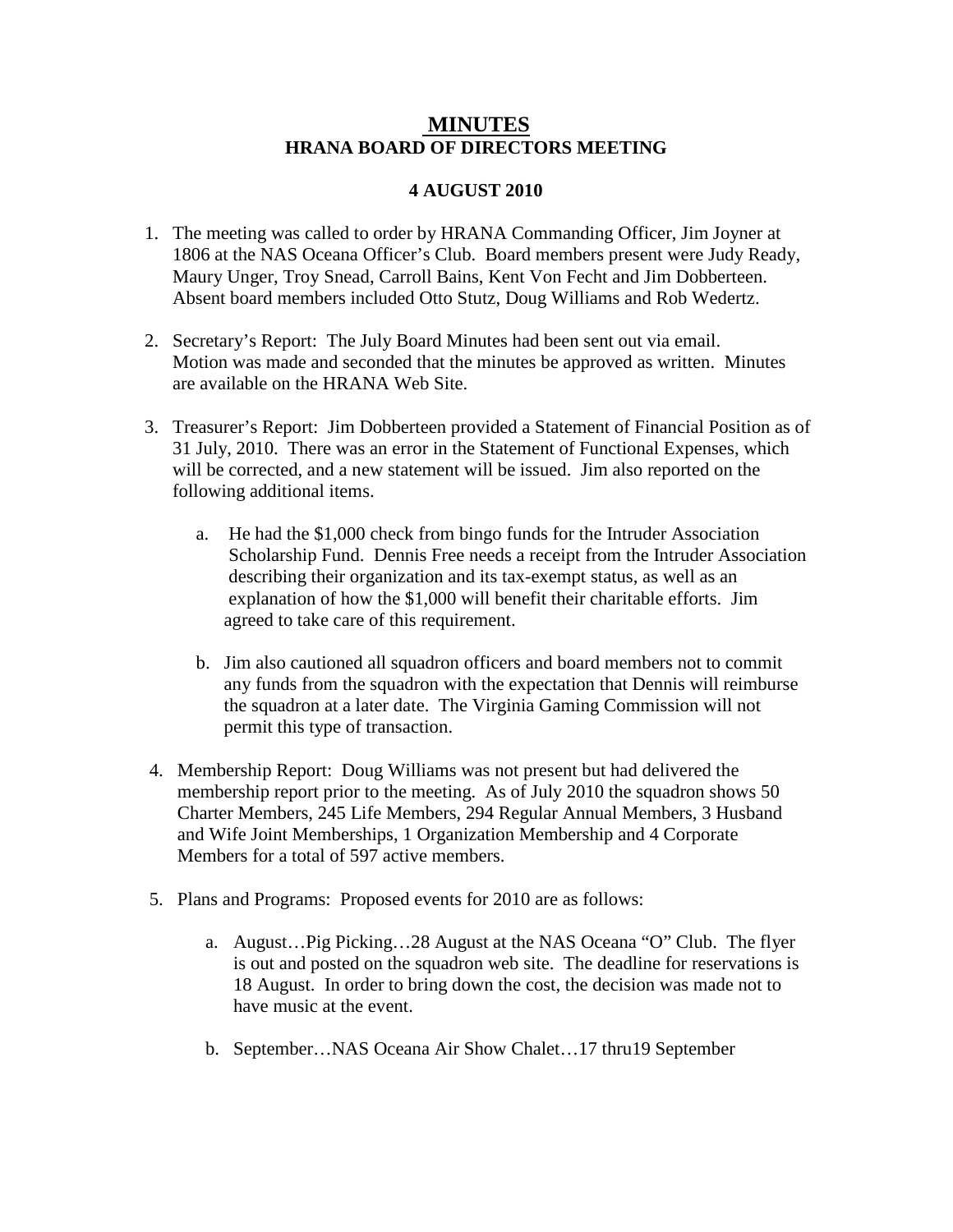# MINUTES
## HRANA BOARD OF DIRECTORS MEETING

### 4 AUGUST 2010

1. The meeting was called to order by HRANA Commanding Officer, Jim Joyner at 1806 at the NAS Oceana Officer's Club. Board members present were Judy Ready, Maury Unger, Troy Snead, Carroll Bains, Kent Von Fecht and Jim Dobberteen. Absent board members included Otto Stutz, Doug Williams and Rob Wedertz.

2. Secretary's Report: The July Board Minutes had been sent out via email. Motion was made and seconded that the minutes be approved as written. Minutes are available on the HRANA Web Site.

3. Treasurer's Report: Jim Dobberteen provided a Statement of Financial Position as of 31 July, 2010. There was an error in the Statement of Functional Expenses, which will be corrected, and a new statement will be issued. Jim also reported on the following additional items.

    a. He had the $1,000 check from bingo funds for the Intruder Association Scholarship Fund. Dennis Free needs a receipt from the Intruder Association describing their organization and its tax-exempt status, as well as an explanation of how the $1,000 will benefit their charitable efforts. Jim agreed to take care of this requirement.

    b. Jim also cautioned all squadron officers and board members not to commit any funds from the squadron with the expectation that Dennis will reimburse the squadron at a later date. The Virginia Gaming Commission will not permit this type of transaction.

4. Membership Report: Doug Williams was not present but had delivered the membership report prior to the meeting. As of July 2010 the squadron shows 50 Charter Members, 245 Life Members, 294 Regular Annual Members, 3 Husband and Wife Joint Memberships, 1 Organization Membership and 4 Corporate Members for a total of 597 active members.

5. Plans and Programs: Proposed events for 2010 are as follows:

    a. August…Pig Picking…28 August at the NAS Oceana "O" Club. The flyer is out and posted on the squadron web site. The deadline for reservations is 18 August. In order to bring down the cost, the decision was made not to have music at the event.

    b. September…NAS Oceana Air Show Chalet…17 thru19 September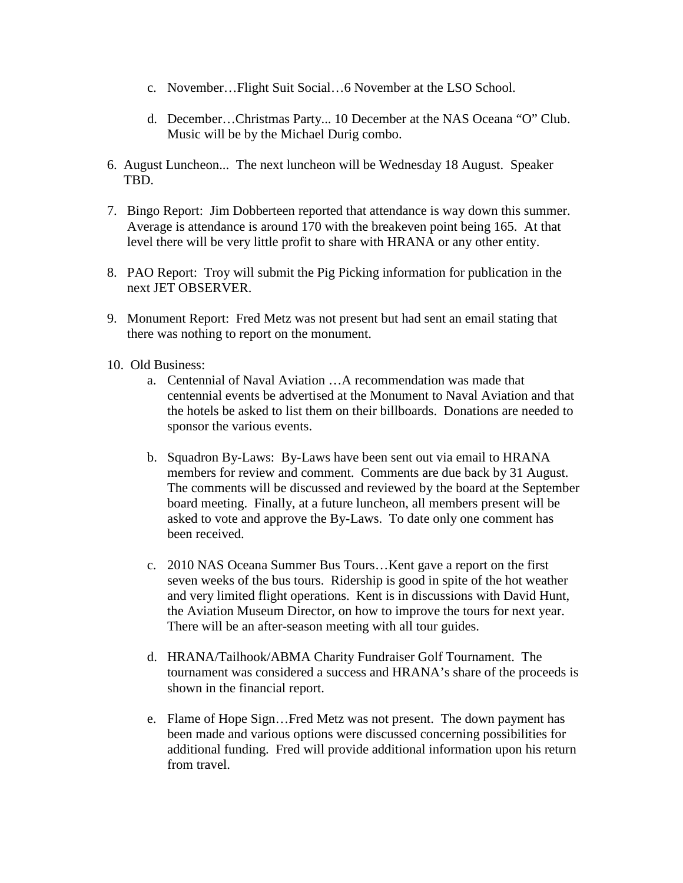c. November…Flight Suit Social…6 November at the LSO School.

   d. December…Christmas Party... 10 December at the NAS Oceana "O" Club. Music will be by the Michael Durig combo.

6. August Luncheon... The next luncheon will be Wednesday 18 August. Speaker TBD.

7. Bingo Report: Jim Dobberteen reported that attendance is way down this summer. Average is attendance is around 170 with the breakeven point being 165. At that level there will be very little profit to share with HRANA or any other entity.

8. PAO Report: Troy will submit the Pig Picking information for publication in the next JET OBSERVER.

9. Monument Report: Fred Metz was not present but had sent an email stating that there was nothing to report on the monument.

10. Old Business:
    a. Centennial of Naval Aviation …A recommendation was made that centennial events be advertised at the Monument to Naval Aviation and that the hotels be asked to list them on their billboards. Donations are needed to sponsor the various events.

    b. Squadron By-Laws: By-Laws have been sent out via email to HRANA members for review and comment. Comments are due back by 31 August. The comments will be discussed and reviewed by the board at the September board meeting. Finally, at a future luncheon, all members present will be asked to vote and approve the By-Laws. To date only one comment has been received.

    c. 2010 NAS Oceana Summer Bus Tours…Kent gave a report on the first seven weeks of the bus tours. Ridership is good in spite of the hot weather and very limited flight operations. Kent is in discussions with David Hunt, the Aviation Museum Director, on how to improve the tours for next year. There will be an after-season meeting with all tour guides.

    d. HRANA/Tailhook/ABMA Charity Fundraiser Golf Tournament. The tournament was considered a success and HRANA's share of the proceeds is shown in the financial report.

    e. Flame of Hope Sign…Fred Metz was not present. The down payment has been made and various options were discussed concerning possibilities for additional funding. Fred will provide additional information upon his return from travel.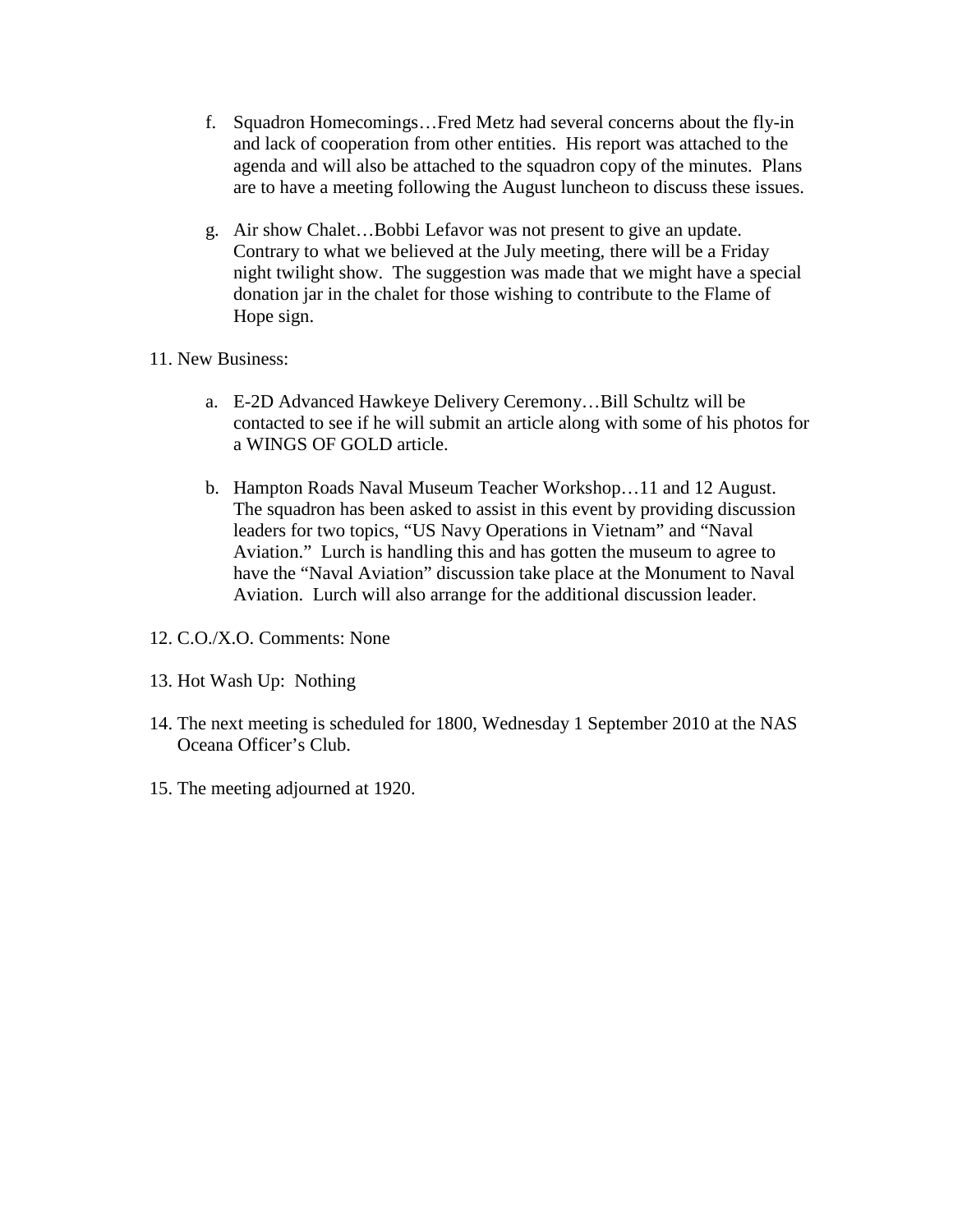f. Squadron Homecomings…Fred Metz had several concerns about the fly-in and lack of cooperation from other entities. His report was attached to the agenda and will also be attached to the squadron copy of the minutes. Plans are to have a meeting following the August luncheon to discuss these issues.

g. Air show Chalet…Bobbi Lefavor was not present to give an update. Contrary to what we believed at the July meeting, there will be a Friday night twilight show. The suggestion was made that we might have a special donation jar in the chalet for those wishing to contribute to the Flame of Hope sign.

11. New Business:

    a. E-2D Advanced Hawkeye Delivery Ceremony…Bill Schultz will be contacted to see if he will submit an article along with some of his photos for a WINGS OF GOLD article.

    b. Hampton Roads Naval Museum Teacher Workshop…11 and 12 August. The squadron has been asked to assist in this event by providing discussion leaders for two topics, "US Navy Operations in Vietnam" and "Naval Aviation." Lurch is handling this and has gotten the museum to agree to have the "Naval Aviation" discussion take place at the Monument to Naval Aviation. Lurch will also arrange for the additional discussion leader.

12. C.O./X.O. Comments: None

13. Hot Wash Up: Nothing

14. The next meeting is scheduled for 1800, Wednesday 1 September 2010 at the NAS Oceana Officer's Club.

15. The meeting adjourned at 1920.